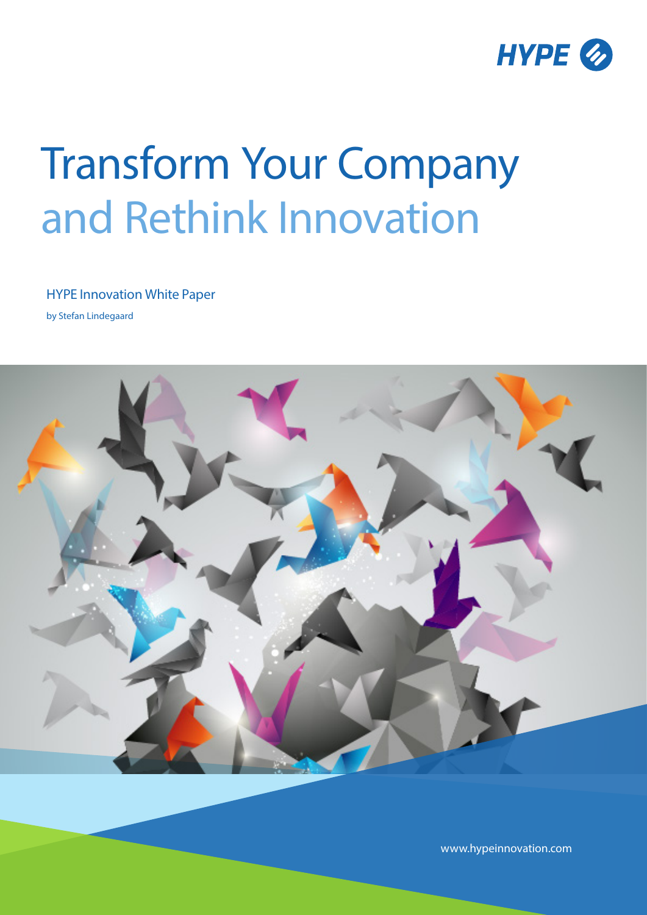HYPE

# Transform Your Company and Rethink Innovation

HYPE Innovation White Paper

by Stefan Lindegaard

www.hypeinnovation.com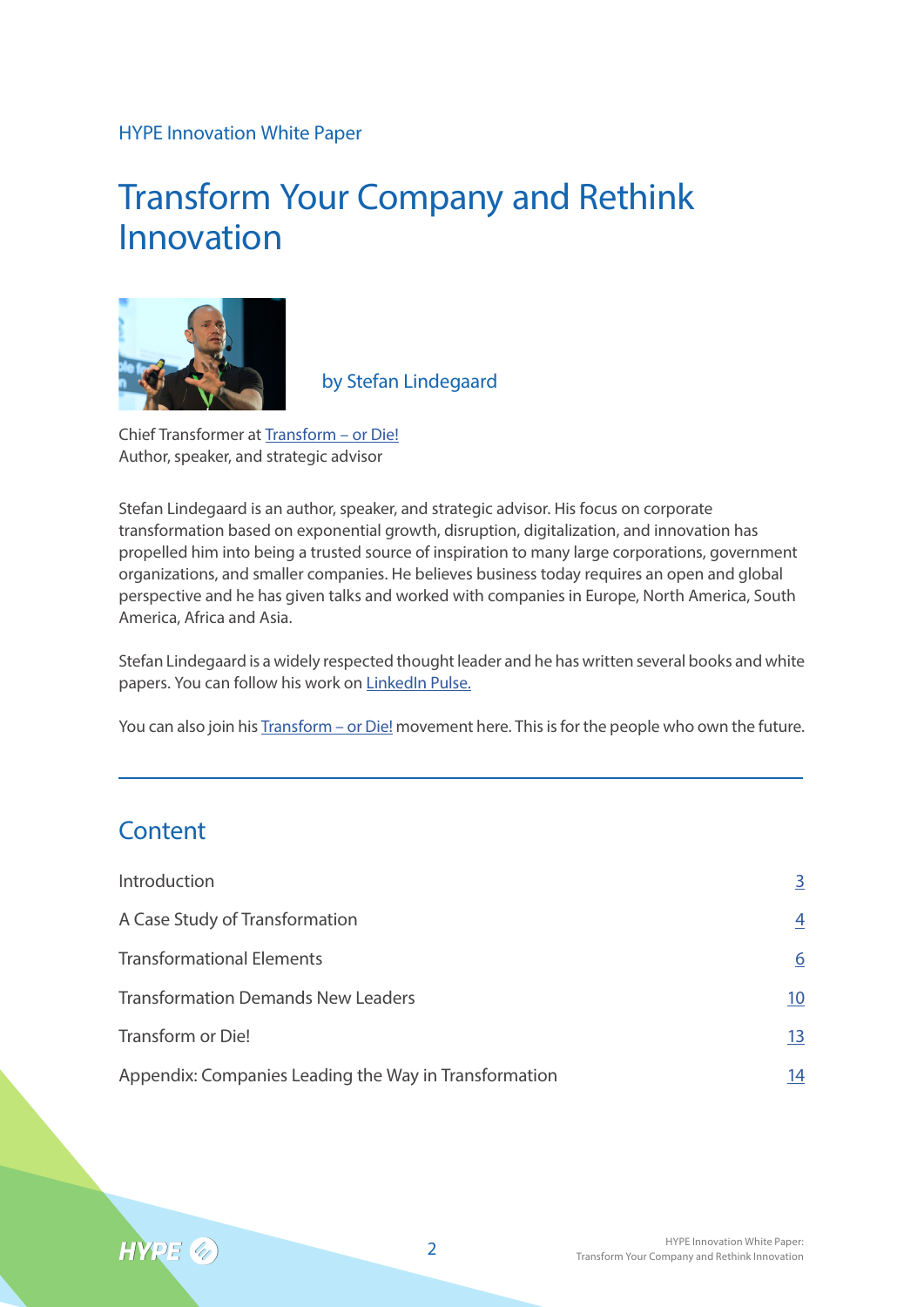HYPE Innovation White Paper

# Transform Your Company and Rethink Innovation

by Stefan Lindegaard

Chief Transformer at [Transform – or Die!]
Author, speaker, and strategic advisor

Stefan Lindegaard is an author, speaker, and strategic advisor. His focus on corporate transformation based on exponential growth, disruption, digitalization, and innovation has propelled him into being a trusted source of inspiration to many large corporations, government organizations, and smaller companies. He believes business today requires an open and global perspective and he has given talks and worked with companies in Europe, North America, South America, Africa and Asia.

Stefan Lindegaard is a widely respected thought leader and he has written several books and white papers. You can follow his work on LinkedIn Pulse.

You can also join his Transform – or Die! movement here. This is for the people who own the future.

## Content

| | |
|---|---|
| Introduction | 3 |
| A Case Study of Transformation | 4 |
| Transformational Elements | 6 |
| Transformation Demands New Leaders | 10 |
| Transform or Die! | 13 |
| Appendix: Companies Leading the Way in Transformation | 14 |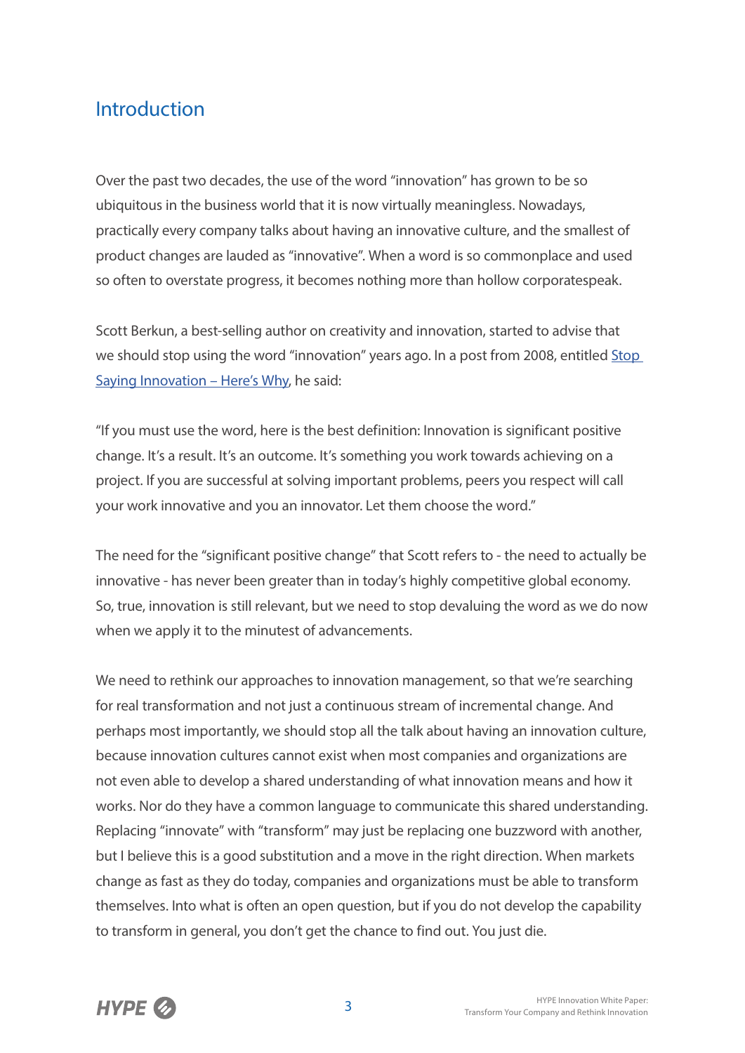## Introduction

Over the past two decades, the use of the word "innovation" has grown to be so ubiquitous in the business world that it is now virtually meaningless. Nowadays, practically every company talks about having an innovative culture, and the smallest of product changes are lauded as "innovative". When a word is so commonplace and used so often to overstate progress, it becomes nothing more than hollow corporatespeak.

Scott Berkun, a best-selling author on creativity and innovation, started to advise that we should stop using the word "innovation" years ago. In a post from 2008, entitled Stop Saying Innovation – Here's Why, he said:

"If you must use the word, here is the best definition: Innovation is significant positive change. It's a result. It's an outcome. It's something you work towards achieving on a project. If you are successful at solving important problems, peers you respect will call your work innovative and you an innovator. Let them choose the word."

The need for the "significant positive change" that Scott refers to - the need to actually be innovative - has never been greater than in today's highly competitive global economy. So, true, innovation is still relevant, but we need to stop devaluing the word as we do now when we apply it to the minutest of advancements.

We need to rethink our approaches to innovation management, so that we're searching for real transformation and not just a continuous stream of incremental change. And perhaps most importantly, we should stop all the talk about having an innovation culture, because innovation cultures cannot exist when most companies and organizations are not even able to develop a shared understanding of what innovation means and how it works. Nor do they have a common language to communicate this shared understanding. Replacing "innovate" with "transform" may just be replacing one buzzword with another, but I believe this is a good substitution and a move in the right direction. When markets change as fast as they do today, companies and organizations must be able to transform themselves. Into what is often an open question, but if you do not develop the capability to transform in general, you don't get the chance to find out. You just die.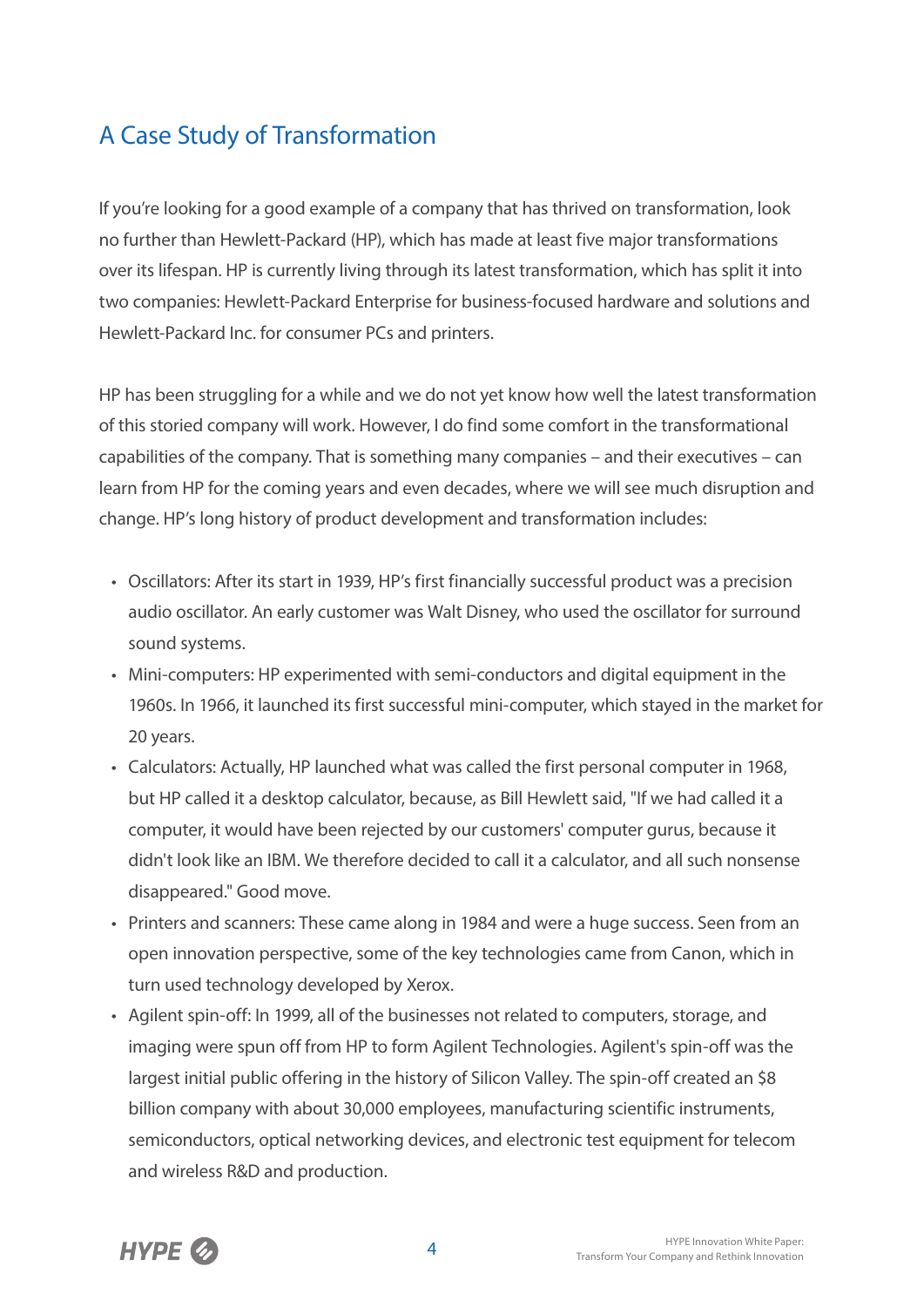## A Case Study of Transformation

If you're looking for a good example of a company that has thrived on transformation, look no further than Hewlett-Packard (HP), which has made at least five major transformations over its lifespan. HP is currently living through its latest transformation, which has split it into two companies: Hewlett-Packard Enterprise for business-focused hardware and solutions and Hewlett-Packard Inc. for consumer PCs and printers.

HP has been struggling for a while and we do not yet know how well the latest transformation of this storied company will work. However, I do find some comfort in the transformational capabilities of the company. That is something many companies – and their executives – can learn from HP for the coming years and even decades, where we will see much disruption and change. HP's long history of product development and transformation includes:

- Oscillators: After its start in 1939, HP's first financially successful product was a precision audio oscillator. An early customer was Walt Disney, who used the oscillator for surround sound systems.
- Mini-computers: HP experimented with semi-conductors and digital equipment in the 1960s. In 1966, it launched its first successful mini-computer, which stayed in the market for 20 years.
- Calculators: Actually, HP launched what was called the first personal computer in 1968, but HP called it a desktop calculator, because, as Bill Hewlett said, "If we had called it a computer, it would have been rejected by our customers' computer gurus, because it didn't look like an IBM. We therefore decided to call it a calculator, and all such nonsense disappeared." Good move.
- Printers and scanners: These came along in 1984 and were a huge success. Seen from an open innovation perspective, some of the key technologies came from Canon, which in turn used technology developed by Xerox.
- Agilent spin-off: In 1999, all of the businesses not related to computers, storage, and imaging were spun off from HP to form Agilent Technologies. Agilent's spin-off was the largest initial public offering in the history of Silicon Valley. The spin-off created an $8 billion company with about 30,000 employees, manufacturing scientific instruments, semiconductors, optical networking devices, and electronic test equipment for telecom and wireless R&D and production.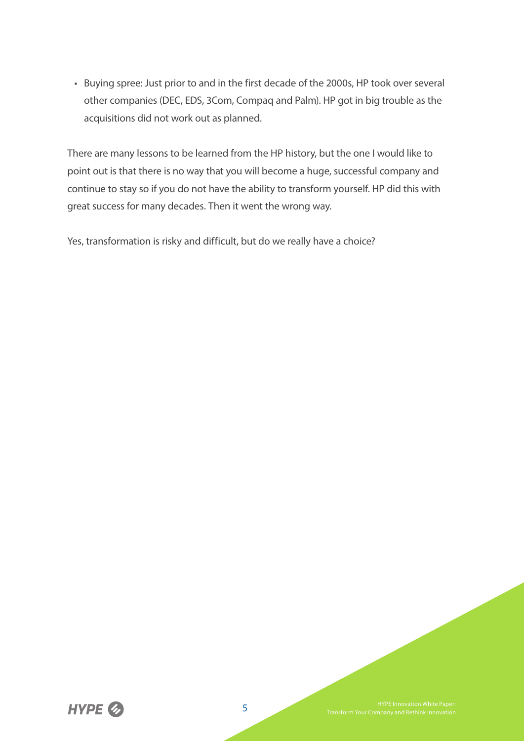- Buying spree: Just prior to and in the first decade of the 2000s, HP took over several other companies (DEC, EDS, 3Com, Compaq and Palm). HP got in big trouble as the acquisitions did not work out as planned.

There are many lessons to be learned from the HP history, but the one I would like to point out is that there is no way that you will become a huge, successful company and continue to stay so if you do not have the ability to transform yourself. HP did this with great success for many decades. Then it went the wrong way.

Yes, transformation is risky and difficult, but do we really have a choice?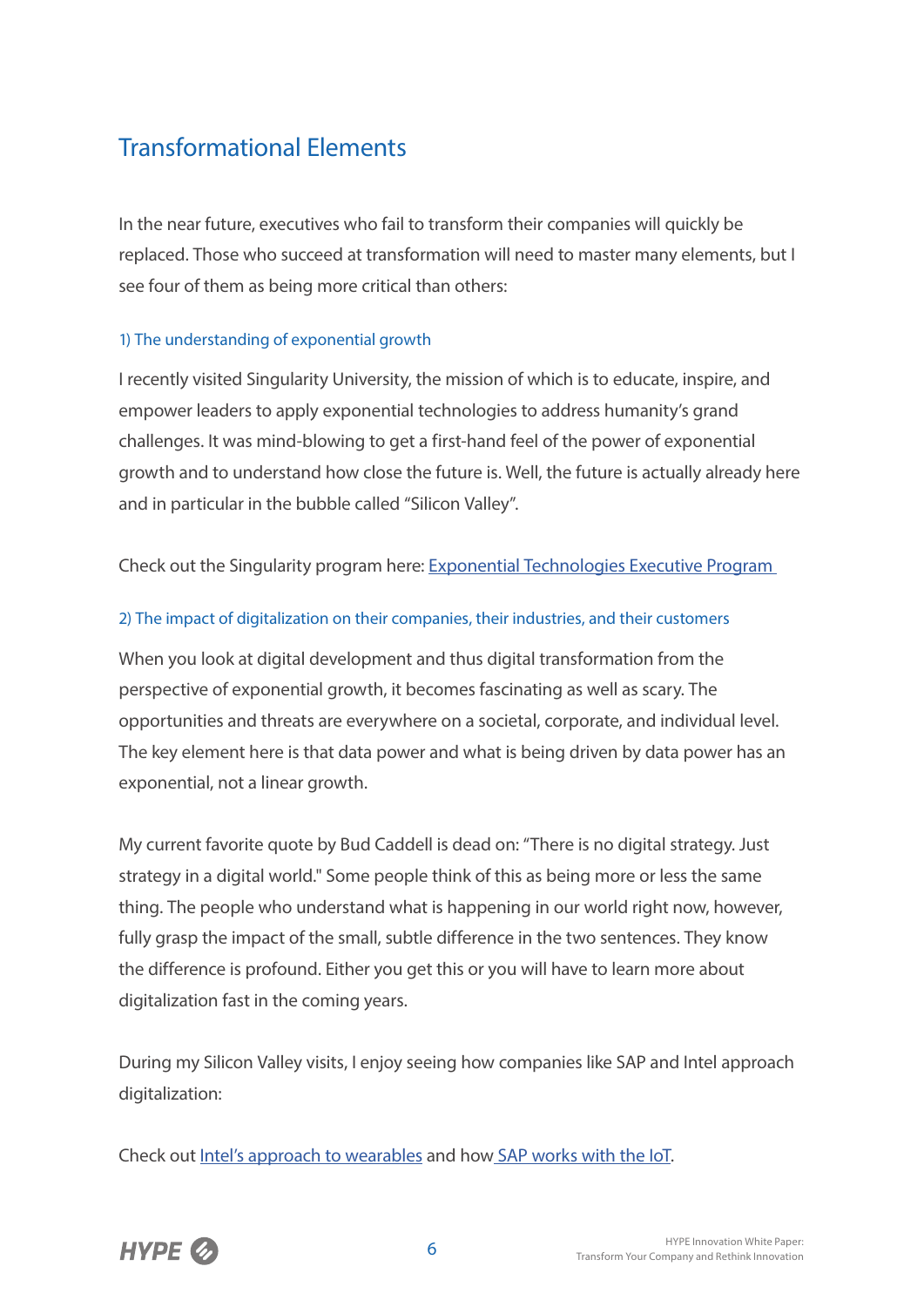## Transformational Elements

In the near future, executives who fail to transform their companies will quickly be replaced. Those who succeed at transformation will need to master many elements, but I see four of them as being more critical than others:

### 1) The understanding of exponential growth

I recently visited Singularity University, the mission of which is to educate, inspire, and empower leaders to apply exponential technologies to address humanity's grand challenges. It was mind-blowing to get a first-hand feel of the power of exponential growth and to understand how close the future is. Well, the future is actually already here and in particular in the bubble called "Silicon Valley".

Check out the Singularity program here: Exponential Technologies Executive Program

### 2) The impact of digitalization on their companies, their industries, and their customers

When you look at digital development and thus digital transformation from the perspective of exponential growth, it becomes fascinating as well as scary. The opportunities and threats are everywhere on a societal, corporate, and individual level. The key element here is that data power and what is being driven by data power has an exponential, not a linear growth.

My current favorite quote by Bud Caddell is dead on: "There is no digital strategy. Just strategy in a digital world." Some people think of this as being more or less the same thing. The people who understand what is happening in our world right now, however, fully grasp the impact of the small, subtle difference in the two sentences. They know the difference is profound. Either you get this or you will have to learn more about digitalization fast in the coming years.

During my Silicon Valley visits, I enjoy seeing how companies like SAP and Intel approach digitalization:

Check out Intel's approach to wearables and how SAP works with the IoT.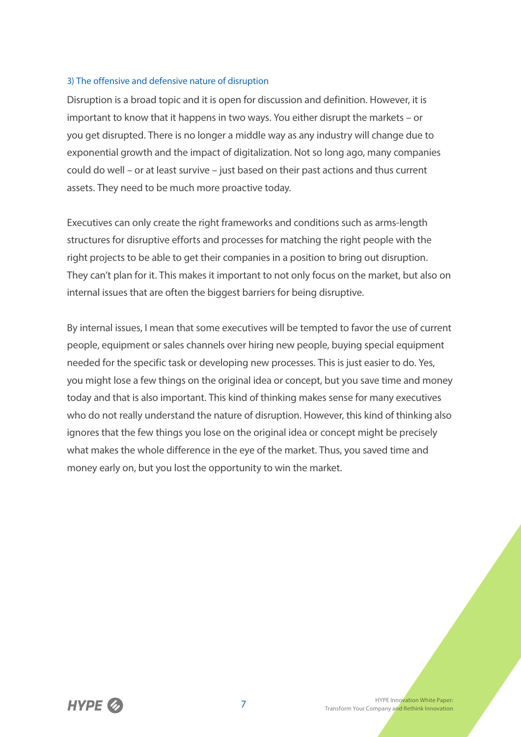### 3) The offensive and defensive nature of disruption

Disruption is a broad topic and it is open for discussion and definition. However, it is important to know that it happens in two ways. You either disrupt the markets – or you get disrupted. There is no longer a middle way as any industry will change due to exponential growth and the impact of digitalization. Not so long ago, many companies could do well – or at least survive – just based on their past actions and thus current assets. They need to be much more proactive today.

Executives can only create the right frameworks and conditions such as arms-length structures for disruptive efforts and processes for matching the right people with the right projects to be able to get their companies in a position to bring out disruption. They can't plan for it. This makes it important to not only focus on the market, but also on internal issues that are often the biggest barriers for being disruptive.

By internal issues, I mean that some executives will be tempted to favor the use of current people, equipment or sales channels over hiring new people, buying special equipment needed for the specific task or developing new processes. This is just easier to do. Yes, you might lose a few things on the original idea or concept, but you save time and money today and that is also important. This kind of thinking makes sense for many executives who do not really understand the nature of disruption. However, this kind of thinking also ignores that the few things you lose on the original idea or concept might be precisely what makes the whole difference in the eye of the market. Thus, you saved time and money early on, but you lost the opportunity to win the market.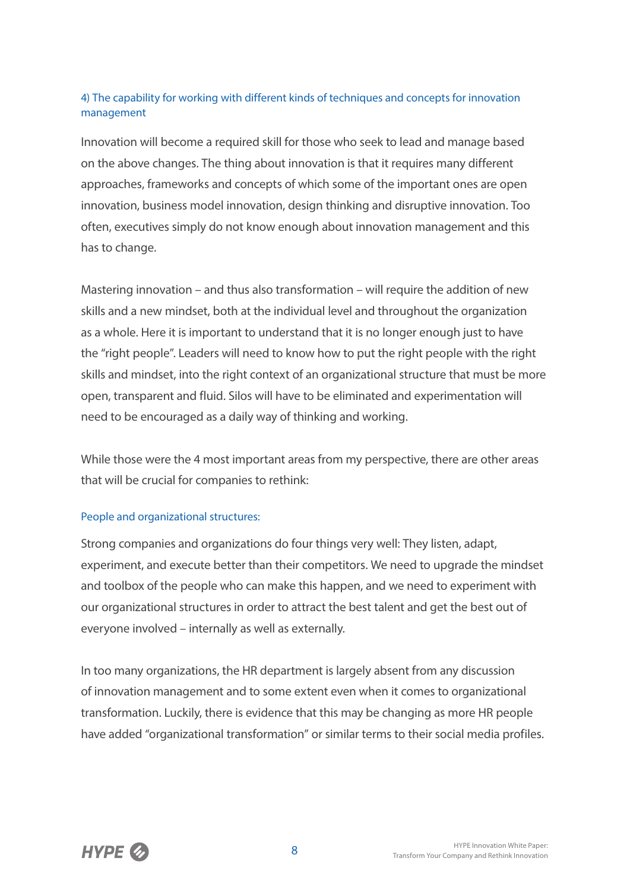### 4) The capability for working with different kinds of techniques and concepts for innovation management

Innovation will become a required skill for those who seek to lead and manage based on the above changes. The thing about innovation is that it requires many different approaches, frameworks and concepts of which some of the important ones are open innovation, business model innovation, design thinking and disruptive innovation. Too often, executives simply do not know enough about innovation management and this has to change.

Mastering innovation – and thus also transformation – will require the addition of new skills and a new mindset, both at the individual level and throughout the organization as a whole. Here it is important to understand that it is no longer enough just to have the "right people". Leaders will need to know how to put the right people with the right skills and mindset, into the right context of an organizational structure that must be more open, transparent and fluid. Silos will have to be eliminated and experimentation will need to be encouraged as a daily way of thinking and working.

While those were the 4 most important areas from my perspective, there are other areas that will be crucial for companies to rethink:

### People and organizational structures:

Strong companies and organizations do four things very well: They listen, adapt, experiment, and execute better than their competitors. We need to upgrade the mindset and toolbox of the people who can make this happen, and we need to experiment with our organizational structures in order to attract the best talent and get the best out of everyone involved – internally as well as externally.

In too many organizations, the HR department is largely absent from any discussion of innovation management and to some extent even when it comes to organizational transformation. Luckily, there is evidence that this may be changing as more HR people have added "organizational transformation" or similar terms to their social media profiles.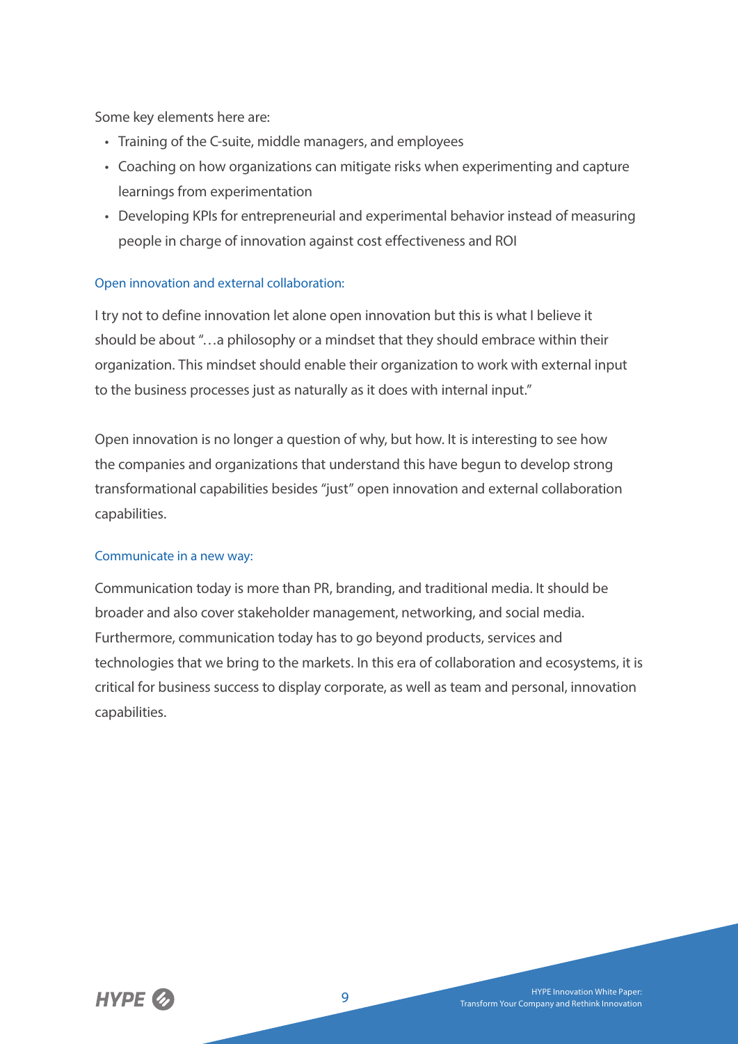Some key elements here are:

- Training of the C-suite, middle managers, and employees
- Coaching on how organizations can mitigate risks when experimenting and capture learnings from experimentation
- Developing KPIs for entrepreneurial and experimental behavior instead of measuring people in charge of innovation against cost effectiveness and ROI

### Open innovation and external collaboration:

I try not to define innovation let alone open innovation but this is what I believe it should be about "…a philosophy or a mindset that they should embrace within their organization. This mindset should enable their organization to work with external input to the business processes just as naturally as it does with internal input."

Open innovation is no longer a question of why, but how. It is interesting to see how the companies and organizations that understand this have begun to develop strong transformational capabilities besides "just" open innovation and external collaboration capabilities.

### Communicate in a new way:

Communication today is more than PR, branding, and traditional media. It should be broader and also cover stakeholder management, networking, and social media. Furthermore, communication today has to go beyond products, services and technologies that we bring to the markets. In this era of collaboration and ecosystems, it is critical for business success to display corporate, as well as team and personal, innovation capabilities.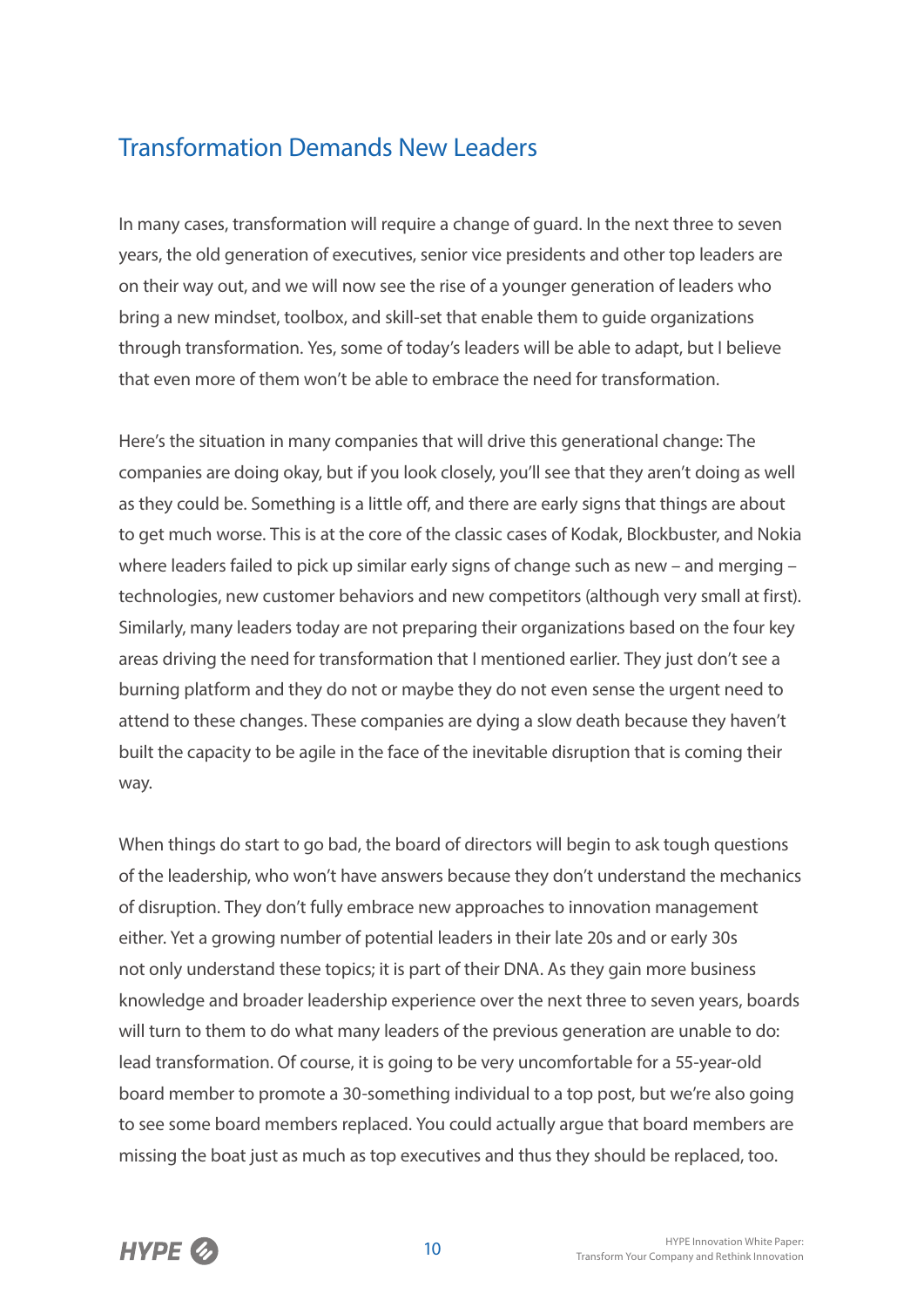## Transformation Demands New Leaders

In many cases, transformation will require a change of guard. In the next three to seven years, the old generation of executives, senior vice presidents and other top leaders are on their way out, and we will now see the rise of a younger generation of leaders who bring a new mindset, toolbox, and skill-set that enable them to guide organizations through transformation. Yes, some of today's leaders will be able to adapt, but I believe that even more of them won't be able to embrace the need for transformation.

Here's the situation in many companies that will drive this generational change: The companies are doing okay, but if you look closely, you'll see that they aren't doing as well as they could be. Something is a little off, and there are early signs that things are about to get much worse. This is at the core of the classic cases of Kodak, Blockbuster, and Nokia where leaders failed to pick up similar early signs of change such as new – and merging – technologies, new customer behaviors and new competitors (although very small at first). Similarly, many leaders today are not preparing their organizations based on the four key areas driving the need for transformation that I mentioned earlier. They just don't see a burning platform and they do not or maybe they do not even sense the urgent need to attend to these changes. These companies are dying a slow death because they haven't built the capacity to be agile in the face of the inevitable disruption that is coming their way.

When things do start to go bad, the board of directors will begin to ask tough questions of the leadership, who won't have answers because they don't understand the mechanics of disruption. They don't fully embrace new approaches to innovation management either. Yet a growing number of potential leaders in their late 20s and or early 30s not only understand these topics; it is part of their DNA. As they gain more business knowledge and broader leadership experience over the next three to seven years, boards will turn to them to do what many leaders of the previous generation are unable to do: lead transformation. Of course, it is going to be very uncomfortable for a 55-year-old board member to promote a 30-something individual to a top post, but we're also going to see some board members replaced. You could actually argue that board members are missing the boat just as much as top executives and thus they should be replaced, too.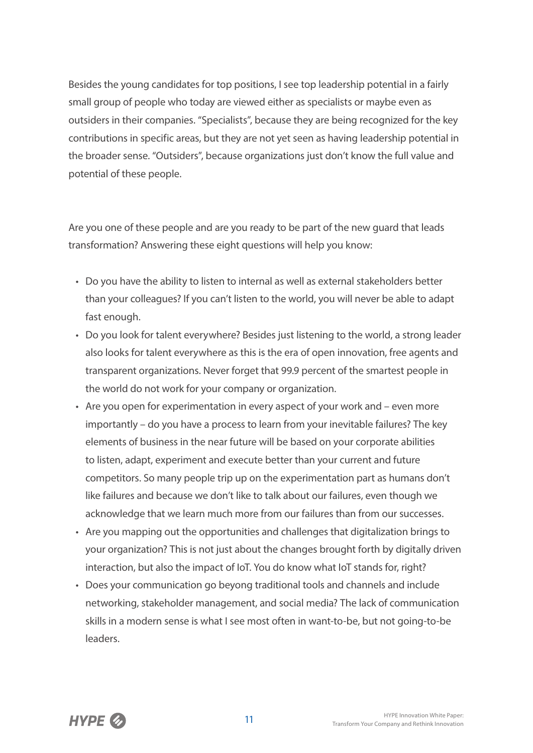Besides the young candidates for top positions, I see top leadership potential in a fairly small group of people who today are viewed either as specialists or maybe even as outsiders in their companies. "Specialists", because they are being recognized for the key contributions in specific areas, but they are not yet seen as having leadership potential in the broader sense. "Outsiders", because organizations just don't know the full value and potential of these people.

Are you one of these people and are you ready to be part of the new guard that leads transformation? Answering these eight questions will help you know:

- Do you have the ability to listen to internal as well as external stakeholders better than your colleagues? If you can't listen to the world, you will never be able to adapt fast enough.
- Do you look for talent everywhere? Besides just listening to the world, a strong leader also looks for talent everywhere as this is the era of open innovation, free agents and transparent organizations. Never forget that 99.9 percent of the smartest people in the world do not work for your company or organization.
- Are you open for experimentation in every aspect of your work and – even more importantly – do you have a process to learn from your inevitable failures? The key elements of business in the near future will be based on your corporate abilities to listen, adapt, experiment and execute better than your current and future competitors. So many people trip up on the experimentation part as humans don't like failures and because we don't like to talk about our failures, even though we acknowledge that we learn much more from our failures than from our successes.
- Are you mapping out the opportunities and challenges that digitalization brings to your organization? This is not just about the changes brought forth by digitally driven interaction, but also the impact of IoT. You do know what IoT stands for, right?
- Does your communication go beyong traditional tools and channels and include networking, stakeholder management, and social media? The lack of communication skills in a modern sense is what I see most often in want-to-be, but not going-to-be leaders.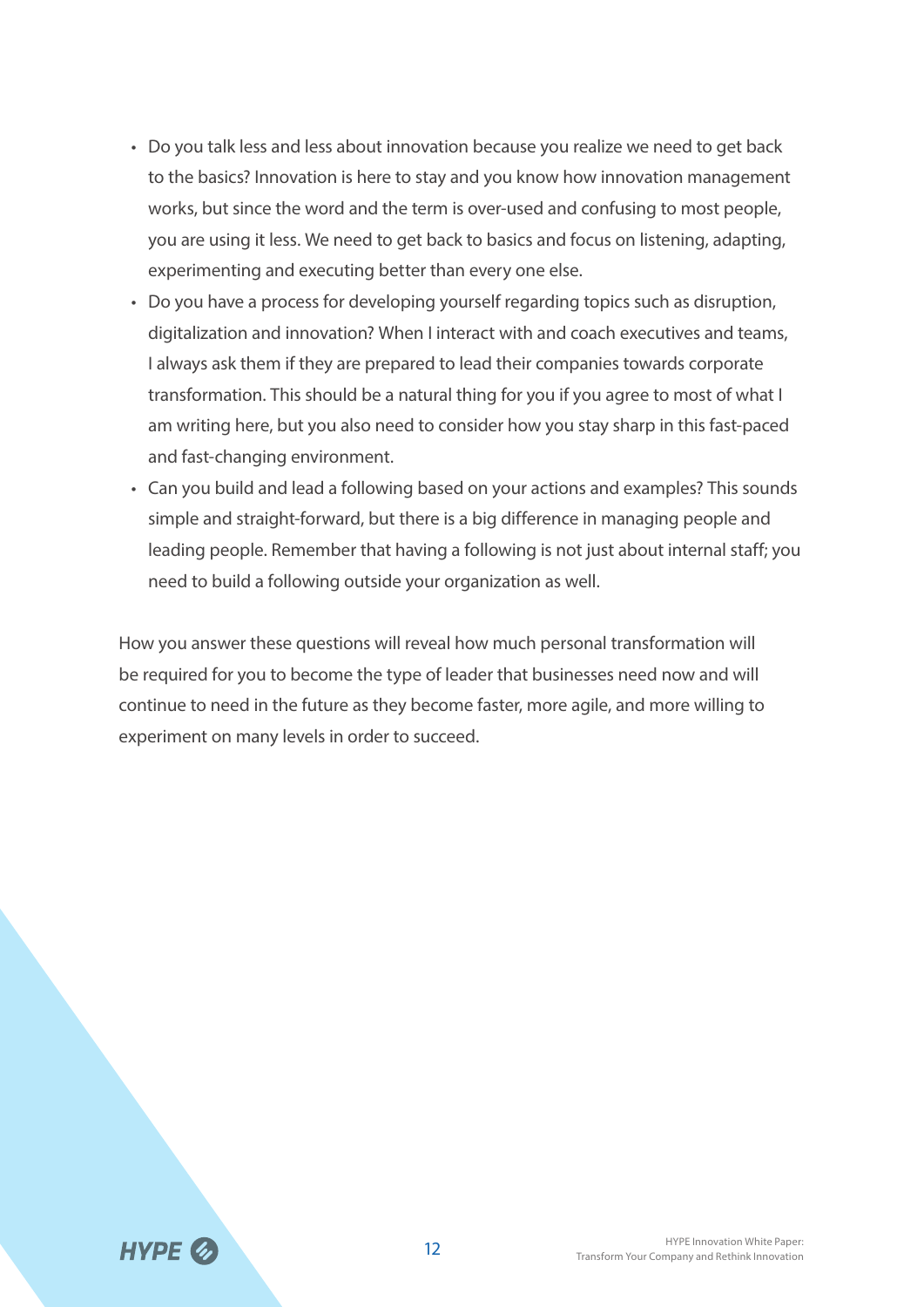- Do you talk less and less about innovation because you realize we need to get back to the basics? Innovation is here to stay and you know how innovation management works, but since the word and the term is over-used and confusing to most people, you are using it less. We need to get back to basics and focus on listening, adapting, experimenting and executing better than every one else.
- Do you have a process for developing yourself regarding topics such as disruption, digitalization and innovation? When I interact with and coach executives and teams, I always ask them if they are prepared to lead their companies towards corporate transformation. This should be a natural thing for you if you agree to most of what I am writing here, but you also need to consider how you stay sharp in this fast-paced and fast-changing environment.
- Can you build and lead a following based on your actions and examples? This sounds simple and straight-forward, but there is a big difference in managing people and leading people. Remember that having a following is not just about internal staff; you need to build a following outside your organization as well.

How you answer these questions will reveal how much personal transformation will be required for you to become the type of leader that businesses need now and will continue to need in the future as they become faster, more agile, and more willing to experiment on many levels in order to succeed.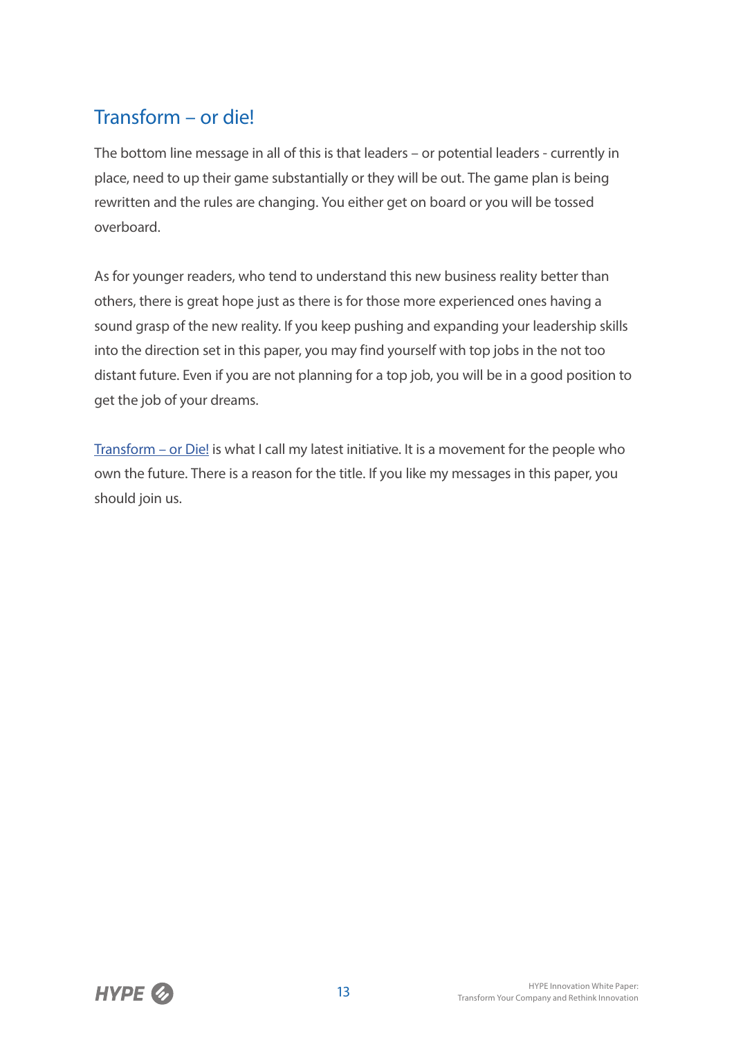## Transform – or die!

The bottom line message in all of this is that leaders – or potential leaders - currently in place, need to up their game substantially or they will be out. The game plan is being rewritten and the rules are changing. You either get on board or you will be tossed overboard.

As for younger readers, who tend to understand this new business reality better than others, there is great hope just as there is for those more experienced ones having a sound grasp of the new reality. If you keep pushing and expanding your leadership skills into the direction set in this paper, you may find yourself with top jobs in the not too distant future. Even if you are not planning for a top job, you will be in a good position to get the job of your dreams.

Transform – or Die! is what I call my latest initiative. It is a movement for the people who own the future. There is a reason for the title. If you like my messages in this paper, you should join us.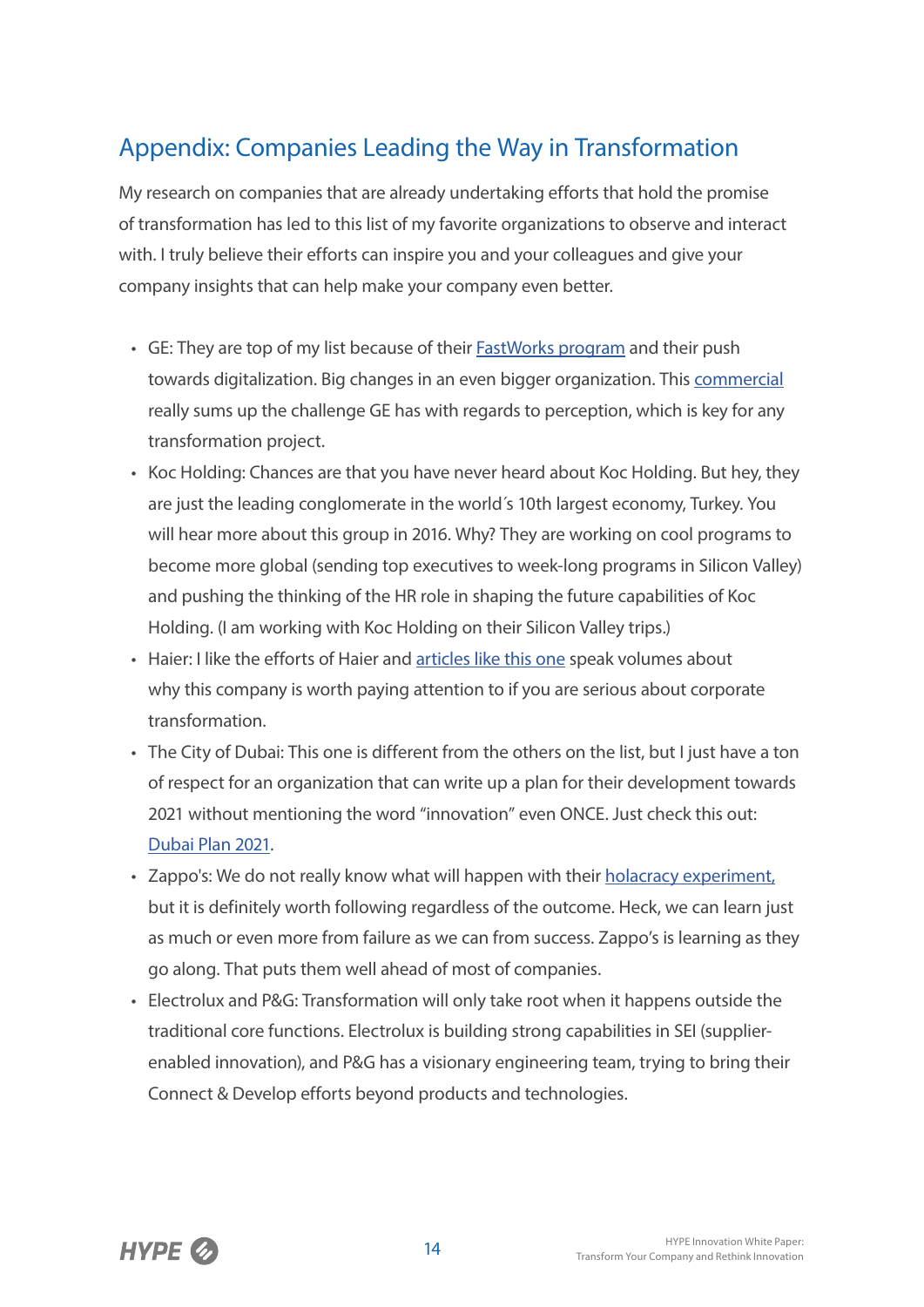## Appendix: Companies Leading the Way in Transformation

My research on companies that are already undertaking efforts that hold the promise of transformation has led to this list of my favorite organizations to observe and interact with. I truly believe their efforts can inspire you and your colleagues and give your company insights that can help make your company even better.

- GE: They are top of my list because of their FastWorks program and their push towards digitalization. Big changes in an even bigger organization. This commercial really sums up the challenge GE has with regards to perception, which is key for any transformation project.
- Koc Holding: Chances are that you have never heard about Koc Holding. But hey, they are just the leading conglomerate in the world´s 10th largest economy, Turkey. You will hear more about this group in 2016. Why? They are working on cool programs to become more global (sending top executives to week-long programs in Silicon Valley) and pushing the thinking of the HR role in shaping the future capabilities of Koc Holding. (I am working with Koc Holding on their Silicon Valley trips.)
- Haier: I like the efforts of Haier and articles like this one speak volumes about why this company is worth paying attention to if you are serious about corporate transformation.
- The City of Dubai: This one is different from the others on the list, but I just have a ton of respect for an organization that can write up a plan for their development towards 2021 without mentioning the word "innovation" even ONCE. Just check this out: Dubai Plan 2021.
- Zappo's: We do not really know what will happen with their holacracy experiment, but it is definitely worth following regardless of the outcome. Heck, we can learn just as much or even more from failure as we can from success. Zappo's is learning as they go along. That puts them well ahead of most of companies.
- Electrolux and P&G: Transformation will only take root when it happens outside the traditional core functions. Electrolux is building strong capabilities in SEI (supplier-enabled innovation), and P&G has a visionary engineering team, trying to bring their Connect & Develop efforts beyond products and technologies.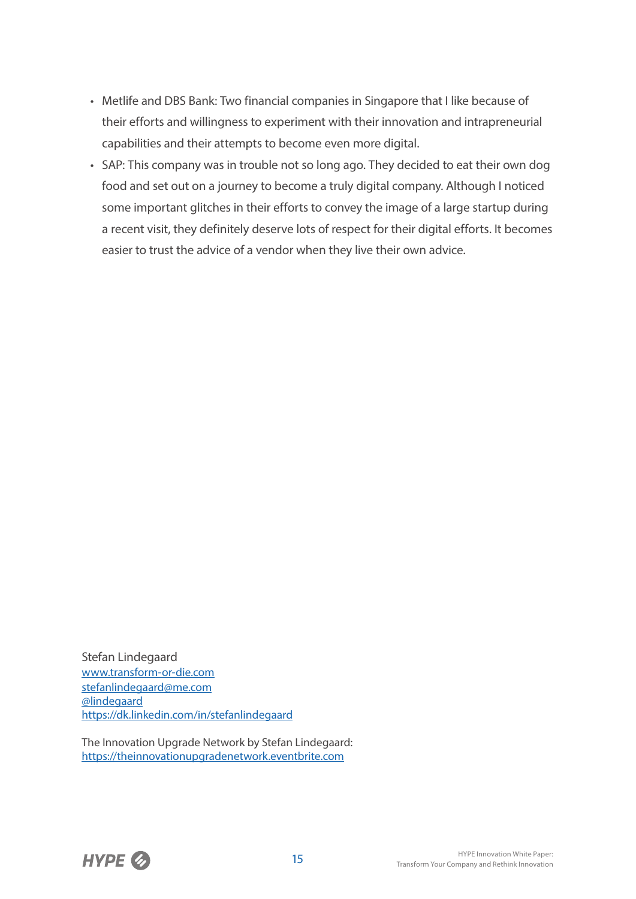- Metlife and DBS Bank: Two financial companies in Singapore that I like because of their efforts and willingness to experiment with their innovation and intrapreneurial capabilities and their attempts to become even more digital.
- SAP: This company was in trouble not so long ago. They decided to eat their own dog food and set out on a journey to become a truly digital company. Although I noticed some important glitches in their efforts to convey the image of a large startup during a recent visit, they definitely deserve lots of respect for their digital efforts. It becomes easier to trust the advice of a vendor when they live their own advice.

Stefan Lindegaard
www.transform-or-die.com
stefanlindegaard@me.com
@lindegaard
https://dk.linkedin.com/in/stefanlindegaard

The Innovation Upgrade Network by Stefan Lindegaard:
https://theinnovationupgradenetwork.eventbrite.com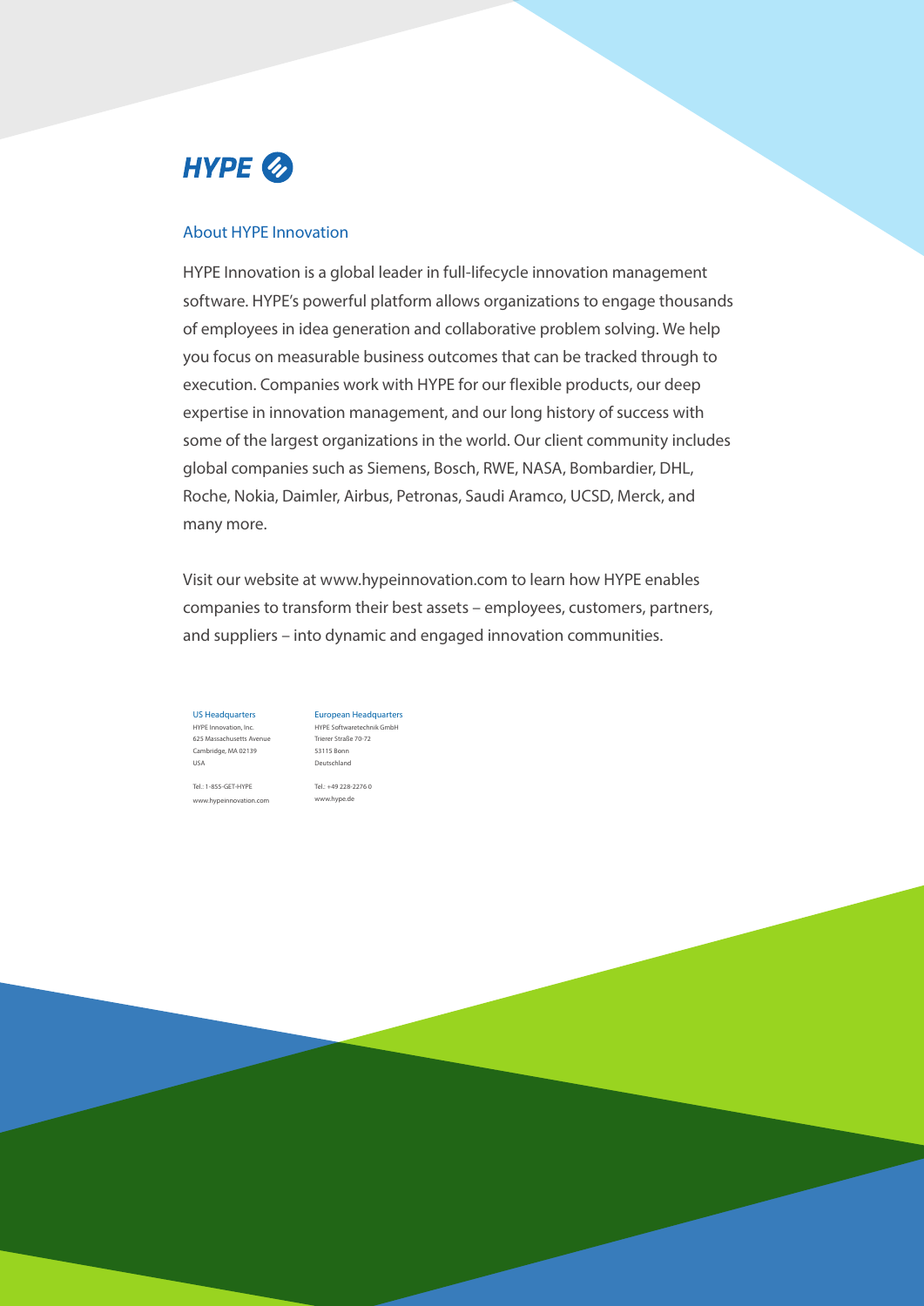HYPE

## About HYPE Innovation

HYPE Innovation is a global leader in full-lifecycle innovation management software. HYPE's powerful platform allows organizations to engage thousands of employees in idea generation and collaborative problem solving. We help you focus on measurable business outcomes that can be tracked through to execution. Companies work with HYPE for our flexible products, our deep expertise in innovation management, and our long history of success with some of the largest organizations in the world. Our client community includes global companies such as Siemens, Bosch, RWE, NASA, Bombardier, DHL, Roche, Nokia, Daimler, Airbus, Petronas, Saudi Aramco, UCSD, Merck, and many more.

Visit our website at www.hypeinnovation.com to learn how HYPE enables companies to transform their best assets – employees, customers, partners, and suppliers – into dynamic and engaged innovation communities.

US Headquarters
HYPE Innovation, Inc.
625 Massachusetts Avenue
Cambridge, MA 02139
USA

Tel.: 1-855-GET-HYPE
www.hypeinnovation.com

European Headquarters
HYPE Softwaretechnik GmbH
Trierer Straße 70-72
53115 Bonn
Deutschland

Tel.: +49 228-2276 0
www.hype.de